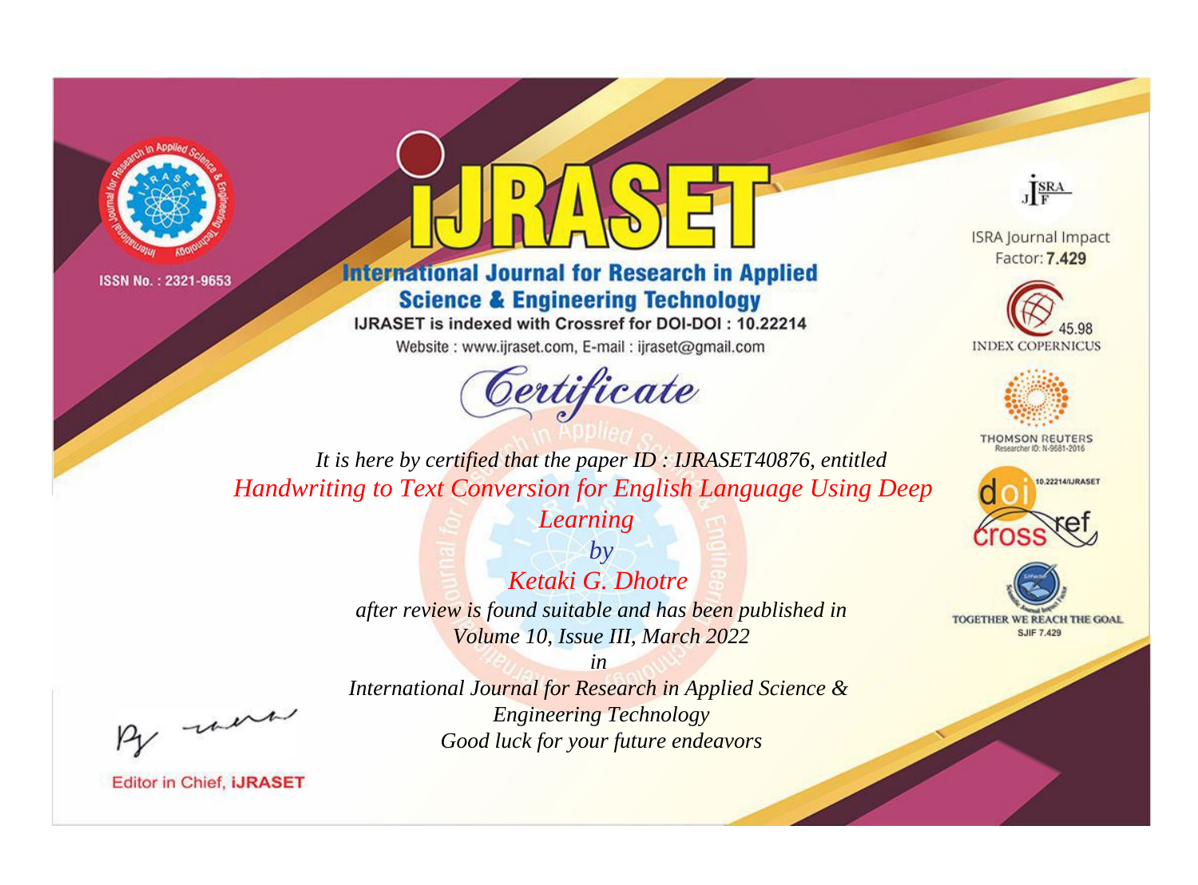ISSN No. : 2321-9653

# iJRASET

## International Journal for Research in Applied Science & Engineering Technology

IJRASET is indexed with Crossref for DOI-DOI : 10.22214

Website : www.ijraset.com, E-mail : ijraset@gmail.com

ISRA Journal Impact Factor: **7.429**

45.98 INDEX COPERNICUS

THOMSON REUTERS Researcher ID: N-9681-2016

10.22214/IJRASET

TOGETHER WE REACH THE GOAL SJIF 7.429

# *Certificate*

*It is here by certified that the paper ID : IJRASET40876, entitled*

*Handwriting to Text Conversion for English Language Using Deep Learning*

*by*

*Ketaki G. Dhotre*

*after review is found suitable and has been published in*

*Volume 10, Issue III, March 2022*

*in*

*International Journal for Research in Applied Science & Engineering Technology*

*Good luck for your future endeavors*

Editor in Chief, **iJRASET**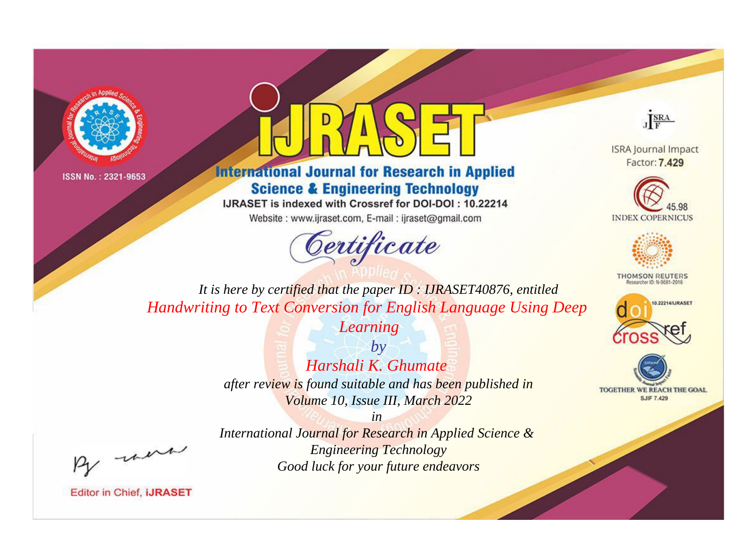ISSN No. : 2321-9653

# iJRASET

## International Journal for Research in Applied Science & Engineering Technology

IJRASET is indexed with Crossref for DOI-DOI : 10.22214

Website : www.ijraset.com, E-mail : ijraset@gmail.com

*Certificate*

*It is here by certified that the paper ID : IJRASET40876, entitled*

*Handwriting to Text Conversion for English Language Using Deep Learning*

*by*

*Harshali K. Ghumate*

*after review is found suitable and has been published in*

*Volume 10, Issue III, March 2022*

*in*

*International Journal for Research in Applied Science & Engineering Technology*

*Good luck for your future endeavors*

ISRA Journal Impact Factor: **7.429**

45.98 INDEX COPERNICUS

THOMSON REUTERS Researcher ID: N-9681-2016

10.22214/IJRASET

TOGETHER WE REACH THE GOAL SJIF 7.429

Editor in Chief, **iJRASET**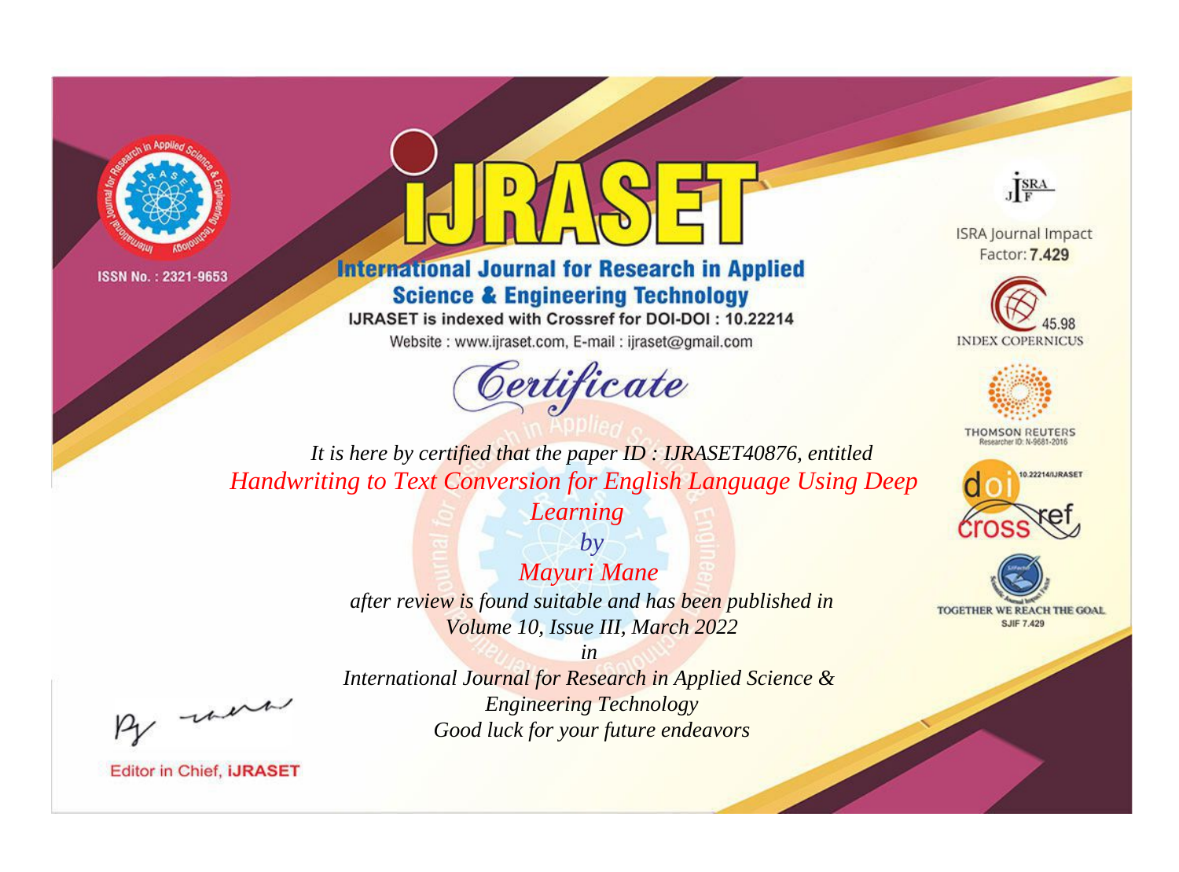ISSN No. : 2321-9653

# iJRASET

## International Journal for Research in Applied Science & Engineering Technology

IJRASET is indexed with Crossref for DOI-DOI : 10.22214

Website : www.ijraset.com, E-mail : ijraset@gmail.com

# Certificate

*It is here by certified that the paper ID : IJRASET40876, entitled*

*Handwriting to Text Conversion for English Language Using Deep Learning*

*by*

*Mayuri Mane*

*after review is found suitable and has been published in*

*Volume 10, Issue III, March 2022*

*in*

*International Journal for Research in Applied Science & Engineering Technology*

*Good luck for your future endeavors*

ISRA Journal Impact Factor: **7.429**

45.98 INDEX COPERNICUS

THOMSON REUTERS Researcher ID: N-9681-2016

10.22214/IJRASET

TOGETHER WE REACH THE GOAL SJIF 7.429

Editor in Chief, **iJRASET**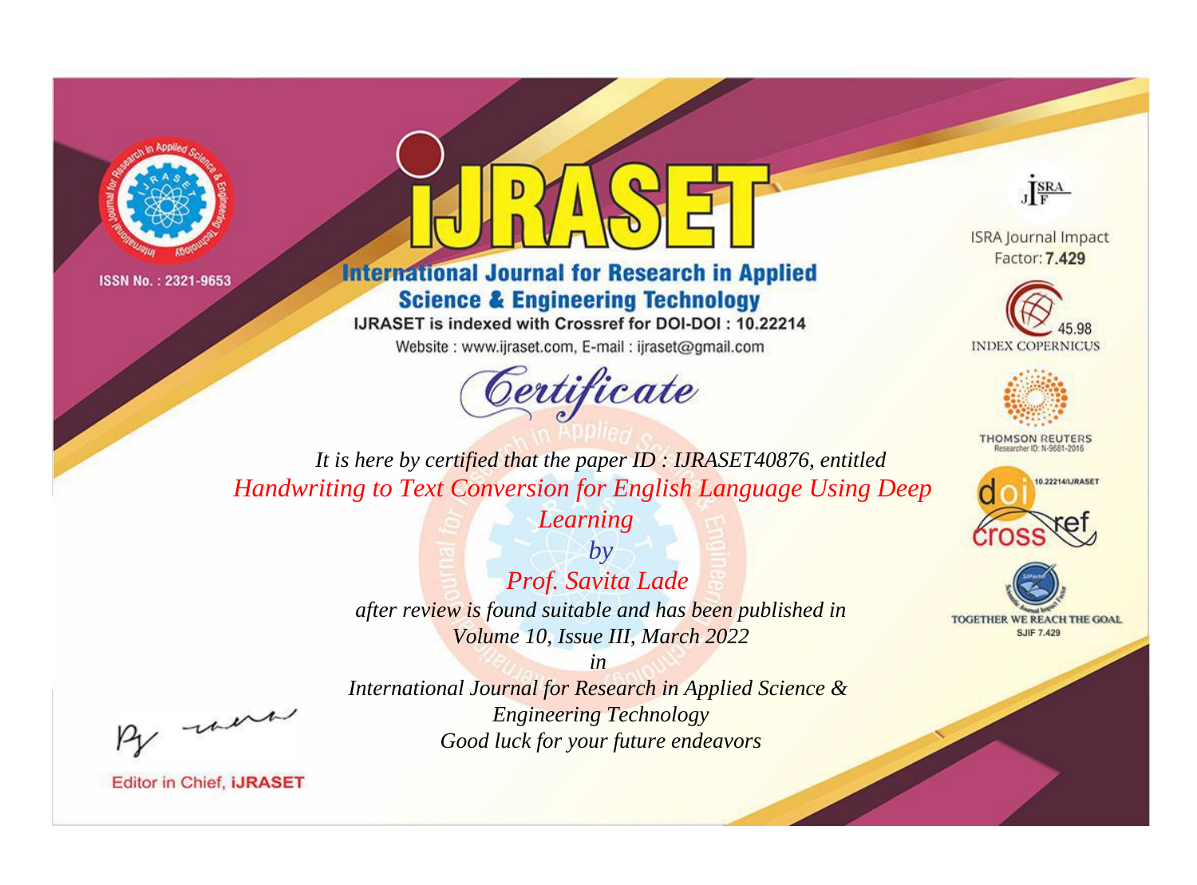ISSN No. : 2321-9653

# iJRASET

## International Journal for Research in Applied Science & Engineering Technology

IJRASET is indexed with Crossref for DOI-DOI : 10.22214

Website : www.ijraset.com, E-mail : ijraset@gmail.com

ISRA Journal Impact Factor: **7.429**

45.98 INDEX COPERNICUS

THOMSON REUTERS Researcher ID: N-9681-2016

10.22214/IJRASET

TOGETHER WE REACH THE GOAL SJIF 7.429

# *Certificate*

*It is here by certified that the paper ID : IJRASET40876, entitled*

*Handwriting to Text Conversion for English Language Using Deep Learning*

*by*

*Prof. Savita Lade*

*after review is found suitable and has been published in*

*Volume 10, Issue III, March 2022*

*in*

*International Journal for Research in Applied Science & Engineering Technology*

*Good luck for your future endeavors*

Editor in Chief, **iJRASET**